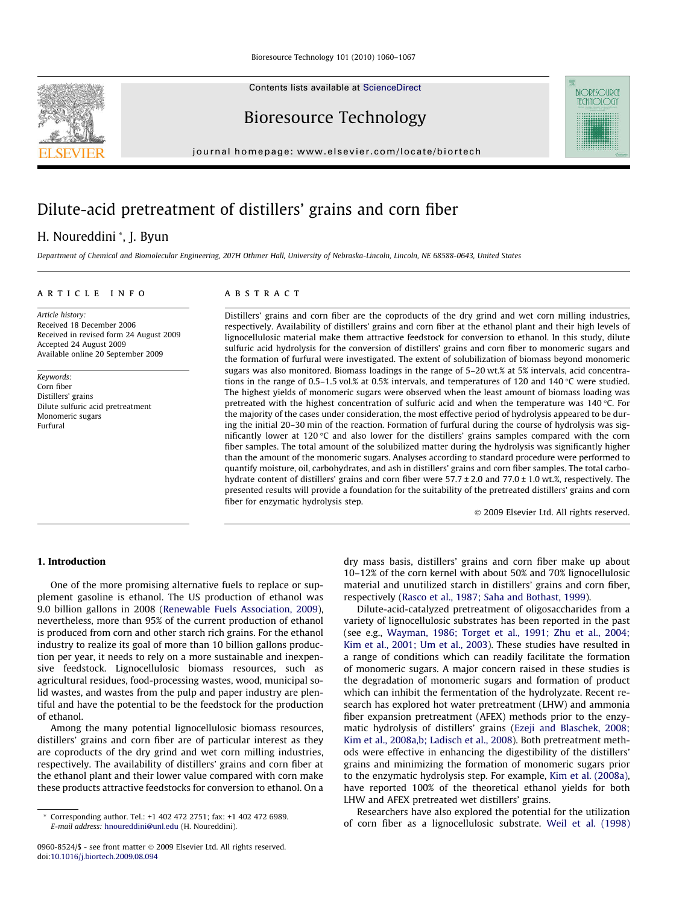# Dilute-acid pretreatment of distillers' grains and corn fiber

H. Noureddini *, J. Byun

*Department of Chemical and Biomolecular Engineering, 207H Othmer Hall, University of Nebraska-Lincoln, Lincoln, NE 68588-0643, United States*

## ARTICLE INFO

*Article history:*
Received 18 December 2006
Received in revised form 24 August 2009
Accepted 24 August 2009
Available online 20 September 2009

*Keywords:*
Corn fiber
Distillers' grains
Dilute sulfuric acid pretreatment
Monomeric sugars
Furfural

## ABSTRACT

Distillers' grains and corn fiber are the coproducts of the dry grind and wet corn milling industries, respectively. Availability of distillers' grains and corn fiber at the ethanol plant and their high levels of lignocellulosic material make them attractive feedstock for conversion to ethanol. In this study, dilute sulfuric acid hydrolysis for the conversion of distillers' grains and corn fiber to monomeric sugars and the formation of furfural were investigated. The extent of solubilization of biomass beyond monomeric sugars was also monitored. Biomass loadings in the range of 5–20 wt.% at 5% intervals, acid concentrations in the range of 0.5–1.5 vol.% at 0.5% intervals, and temperatures of 120 and 140 °C were studied. The highest yields of monomeric sugars were observed when the least amount of biomass loading was pretreated with the highest concentration of sulfuric acid and when the temperature was 140 °C. For the majority of the cases under consideration, the most effective period of hydrolysis appeared to be during the initial 20–30 min of the reaction. Formation of furfural during the course of hydrolysis was significantly lower at 120 °C and also lower for the distillers' grains samples compared with the corn fiber samples. The total amount of the solubilized matter during the hydrolysis was significantly higher than the amount of the monomeric sugars. Analyses according to standard procedure were performed to quantify moisture, oil, carbohydrates, and ash in distillers' grains and corn fiber samples. The total carbohydrate content of distillers' grains and corn fiber were 57.7 ± 2.0 and 77.0 ± 1.0 wt.%, respectively. The presented results will provide a foundation for the suitability of the pretreated distillers' grains and corn fiber for enzymatic hydrolysis step.

© 2009 Elsevier Ltd. All rights reserved.

## 1. Introduction

One of the more promising alternative fuels to replace or supplement gasoline is ethanol. The US production of ethanol was 9.0 billion gallons in 2008 (Renewable Fuels Association, 2009), nevertheless, more than 95% of the current production of ethanol is produced from corn and other starch rich grains. For the ethanol industry to realize its goal of more than 10 billion gallons production per year, it needs to rely on a more sustainable and inexpensive feedstock. Lignocellulosic biomass resources, such as agricultural residues, food-processing wastes, wood, municipal solid wastes, and wastes from the pulp and paper industry are plentiful and have the potential to be the feedstock for the production of ethanol.

Among the many potential lignocellulosic biomass resources, distillers' grains and corn fiber are of particular interest as they are coproducts of the dry grind and wet corn milling industries, respectively. The availability of distillers' grains and corn fiber at the ethanol plant and their lower value compared with corn make these products attractive feedstocks for conversion to ethanol. On a dry mass basis, distillers' grains and corn fiber make up about 10–12% of the corn kernel with about 50% and 70% lignocellulosic material and unutilized starch in distillers' grains and corn fiber, respectively (Rasco et al., 1987; Saha and Bothast, 1999).

Dilute-acid-catalyzed pretreatment of oligosaccharides from a variety of lignocellulosic substrates has been reported in the past (see e.g., Wayman, 1986; Torget et al., 1991; Zhu et al., 2004; Kim et al., 2001; Um et al., 2003). These studies have resulted in a range of conditions which can readily facilitate the formation of monomeric sugars. A major concern raised in these studies is the degradation of monomeric sugars and formation of product which can inhibit the fermentation of the hydrolyzate. Recent research has explored hot water pretreatment (LHW) and ammonia fiber expansion pretreatment (AFEX) methods prior to the enzymatic hydrolysis of distillers' grains (Ezeji and Blaschek, 2008; Kim et al., 2008a,b; Ladisch et al., 2008). Both pretreatment methods were effective in enhancing the digestibility of the distillers' grains and minimizing the formation of monomeric sugars prior to the enzymatic hydrolysis step. For example, Kim et al. (2008a), have reported 100% of the theoretical ethanol yields for both LHW and AFEX pretreated wet distillers' grains.

Researchers have also explored the potential for the utilization of corn fiber as a lignocellulosic substrate. Weil et al. (1998)

* Corresponding author. Tel.: +1 402 472 2751; fax: +1 402 472 6989.
E-mail address: hnoureddini@unl.edu (H. Noureddini).

0960-8524/$ - see front matter © 2009 Elsevier Ltd. All rights reserved.
doi:10.1016/j.biortech.2009.08.094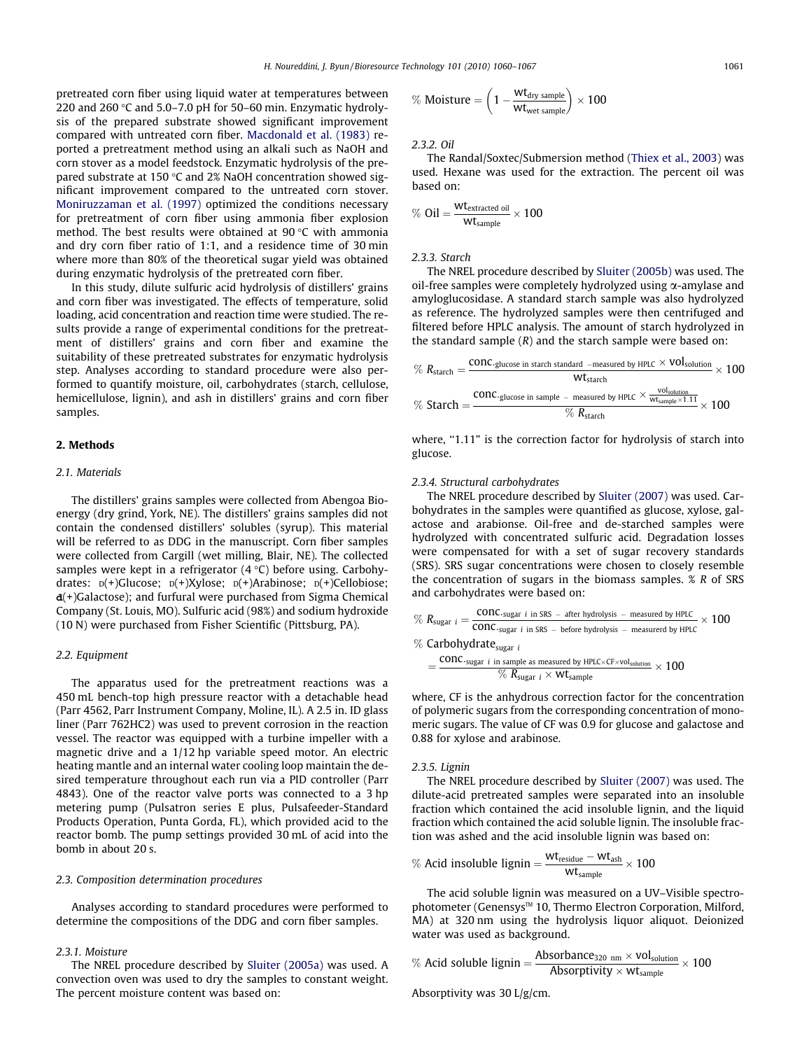pretreated corn fiber using liquid water at temperatures between 220 and 260 °C and 5.0–7.0 pH for 50–60 min. Enzymatic hydrolysis of the prepared substrate showed significant improvement compared with untreated corn fiber. Macdonald et al. (1983) reported a pretreatment method using an alkali such as NaOH and corn stover as a model feedstock. Enzymatic hydrolysis of the prepared substrate at 150 °C and 2% NaOH concentration showed significant improvement compared to the untreated corn stover. Moniruzzaman et al. (1997) optimized the conditions necessary for pretreatment of corn fiber using ammonia fiber explosion method. The best results were obtained at 90 °C with ammonia and dry corn fiber ratio of 1:1, and a residence time of 30 min where more than 80% of the theoretical sugar yield was obtained during enzymatic hydrolysis of the pretreated corn fiber.

In this study, dilute sulfuric acid hydrolysis of distillers' grains and corn fiber was investigated. The effects of temperature, solid loading, acid concentration and reaction time were studied. The results provide a range of experimental conditions for the pretreatment of distillers' grains and corn fiber and examine the suitability of these pretreated substrates for enzymatic hydrolysis step. Analyses according to standard procedure were also performed to quantify moisture, oil, carbohydrates (starch, cellulose, hemicellulose, lignin), and ash in distillers' grains and corn fiber samples.

## 2. Methods

### 2.1. Materials

The distillers' grains samples were collected from Abengoa Bioenergy (dry grind, York, NE). The distillers' grains samples did not contain the condensed distillers' solubles (syrup). This material will be referred to as DDG in the manuscript. Corn fiber samples were collected from Cargill (wet milling, Blair, NE). The collected samples were kept in a refrigerator (4 °C) before using. Carbohydrates: D(+)Glucose; D(+)Xylose; D(+)Arabinose; D(+)Cellobiose; d(+)Galactose); and furfural were purchased from Sigma Chemical Company (St. Louis, MO). Sulfuric acid (98%) and sodium hydroxide (10 N) were purchased from Fisher Scientific (Pittsburg, PA).

### 2.2. Equipment

The apparatus used for the pretreatment reactions was a 450 mL bench-top high pressure reactor with a detachable head (Parr 4562, Parr Instrument Company, Moline, IL). A 2.5 in. ID glass liner (Parr 762HC2) was used to prevent corrosion in the reaction vessel. The reactor was equipped with a turbine impeller with a magnetic drive and a 1/12 hp variable speed motor. An electric heating mantle and an internal water cooling loop maintain the desired temperature throughout each run via a PID controller (Parr 4843). One of the reactor valve ports was connected to a 3 hp metering pump (Pulsatron series E plus, Pulsafeeder-Standard Products Operation, Punta Gorda, FL), which provided acid to the reactor bomb. The pump settings provided 30 mL of acid into the bomb in about 20 s.

### 2.3. Composition determination procedures

Analyses according to standard procedures were performed to determine the compositions of the DDG and corn fiber samples.

#### 2.3.1. Moisture

The NREL procedure described by Sluiter (2005a) was used. A convection oven was used to dry the samples to constant weight. The percent moisture content was based on:

$$\%\ \text{Moisture} = \left(1 - \frac{\text{wt}_{\text{dry sample}}}{\text{wt}_{\text{wet sample}}}\right) \times 100$$

#### 2.3.2. Oil

The Randal/Soxtec/Submersion method (Thiex et al., 2003) was used. Hexane was used for the extraction. The percent oil was based on:

$$\%\ \text{Oil} = \frac{\text{wt}_{\text{extracted oil}}}{\text{wt}_{\text{sample}}} \times 100$$

#### 2.3.3. Starch

The NREL procedure described by Sluiter (2005b) was used. The oil-free samples were completely hydrolyzed using α-amylase and amyloglucosidase. A standard starch sample was also hydrolyzed as reference. The hydrolyzed samples were then centrifuged and filtered before HPLC analysis. The amount of starch hydrolyzed in the standard sample ($R$) and the starch sample were based on:

$$\%\ R_{\text{starch}} = \frac{\text{conc.}_{\text{glucose in starch standard -measured by HPLC}} \times \text{vol}_{\text{solution}}}{\text{wt}_{\text{starch}}} \times 100$$

$$\%\ \text{Starch} = \frac{\text{conc.}_{\text{glucose in sample - measured by HPLC}} \times \frac{\text{vol}_{\text{solution}}}{\text{wt}_{\text{sample}} \times 1.11}}{\%\ R_{\text{starch}}} \times 100$$

where, "1.11" is the correction factor for hydrolysis of starch into glucose.

#### 2.3.4. Structural carbohydrates

The NREL procedure described by Sluiter (2007) was used. Carbohydrates in the samples were quantified as glucose, xylose, galactose and arabinose. Oil-free and de-starched samples were hydrolyzed with concentrated sulfuric acid. Degradation losses were compensated for with a set of sugar recovery standards (SRS). SRS sugar concentrations were chosen to closely resemble the concentration of sugars in the biomass samples. % $R$ of SRS and carbohydrates were based on:

$$\%\ R_{\text{sugar } i} = \frac{\text{conc.}_{\text{sugar } i \text{ in SRS - after hydrolysis - measured by HPLC}}}{\text{conc.}_{\text{sugar } i \text{ in SRS - before hydrolysis - measurerd by HPLC}}} \times 100$$

$$\%\ \text{Carbohydrate}_{\text{sugar } i} = \frac{\text{conc.}_{\text{sugar } i \text{ in sample as measured by HPLC}} \times \text{CF} \times \text{vol}_{\text{solution}}}{\%\ R_{\text{sugar } i} \times \text{wt}_{\text{sample}}} \times 100$$

where, CF is the anhydrous correction factor for the concentration of polymeric sugars from the corresponding concentration of monomeric sugars. The value of CF was 0.9 for glucose and galactose and 0.88 for xylose and arabinose.

#### 2.3.5. Lignin

The NREL procedure described by Sluiter (2007) was used. The dilute-acid pretreated samples were separated into an insoluble fraction which contained the acid insoluble lignin, and the liquid fraction which contained the acid soluble lignin. The insoluble fraction was ashed and the acid insoluble lignin was based on:

$$\%\ \text{Acid insoluble lignin} = \frac{\text{wt}_{\text{residue}} - \text{wt}_{\text{ash}}}{\text{wt}_{\text{sample}}} \times 100$$

The acid soluble lignin was measured on a UV–Visible spectrophotometer (Genensys™ 10, Thermo Electron Corporation, Milford, MA) at 320 nm using the hydrolysis liquor aliquot. Deionized water was used as background.

$$\%\ \text{Acid soluble lignin} = \frac{\text{Absorbance}_{320\ \text{nm}} \times \text{vol}_{\text{solution}}}{\text{Absorptivity} \times \text{wt}_{\text{sample}}} \times 100$$

Absorptivity was 30 L/g/cm.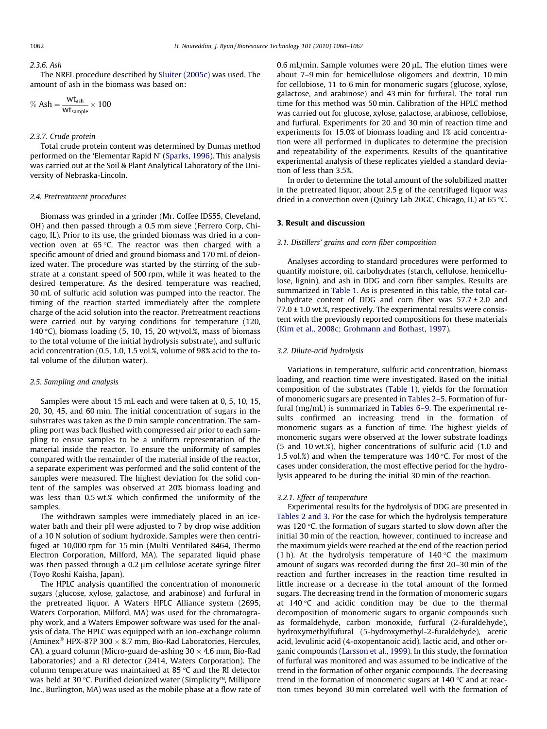#### 2.3.6. Ash

The NREL procedure described by Sluiter (2005c) was used. The amount of ash in the biomass was based on:

$$\%\ \text{Ash} = \frac{\text{wt}_{\text{ash}}}{\text{wt}_{\text{sample}}} \times 100$$

#### 2.3.7. Crude protein

Total crude protein content was determined by Dumas method performed on the 'Elementar Rapid N' (Sparks, 1996). This analysis was carried out at the Soil & Plant Analytical Laboratory of the University of Nebraska-Lincoln.

### 2.4. Pretreatment procedures

Biomass was grinded in a grinder (Mr. Coffee IDS55, Cleveland, OH) and then passed through a 0.5 mm sieve (Ferrero Corp, Chicago, IL). Prior to its use, the grinded biomass was dried in a convection oven at 65 °C. The reactor was then charged with a specific amount of dried and ground biomass and 170 mL of deionized water. The procedure was started by the stirring of the substrate at a constant speed of 500 rpm, while it was heated to the desired temperature. As the desired temperature was reached, 30 mL of sulfuric acid solution was pumped into the reactor. The timing of the reaction started immediately after the complete charge of the acid solution into the reactor. Pretreatment reactions were carried out by varying conditions for temperature (120, 140 °C), biomass loading (5, 10, 15, 20 wt/vol.%, mass of biomass to the total volume of the initial hydrolysis substrate), and sulfuric acid concentration (0.5, 1.0, 1.5 vol.%, volume of 98% acid to the total volume of the dilution water).

### 2.5. Sampling and analysis

Samples were about 15 mL each and were taken at 0, 5, 10, 15, 20, 30, 45, and 60 min. The initial concentration of sugars in the substrates was taken as the 0 min sample concentration. The sampling port was back flushed with compressed air prior to each sampling to ensue samples to be a uniform representation of the material inside the reactor. To ensure the uniformity of samples compared with the remainder of the material inside of the reactor, a separate experiment was performed and the solid content of the samples were measured. The highest deviation for the solid content of the samples was observed at 20% biomass loading and was less than 0.5 wt.% which confirmed the uniformity of the samples.

The withdrawn samples were immediately placed in an ice-water bath and their pH were adjusted to 7 by drop wise addition of a 10 N solution of sodium hydroxide. Samples were then centrifuged at 10,000 rpm for 15 min (Multi Ventilated 8464, Thermo Electron Corporation, Milford, MA). The separated liquid phase was then passed through a 0.2 μm cellulose acetate syringe filter (Toyo Roshi Kaisha, Japan).

The HPLC analysis quantified the concentration of monomeric sugars (glucose, xylose, galactose, and arabinose) and furfural in the pretreated liquor. A Waters HPLC Alliance system (2695, Waters Corporation, Milford, MA) was used for the chromatography work, and a Waters Empower software was used for the analysis of data. The HPLC was equipped with an ion-exchange column (Aminex® HPX-87P 300 × 8.7 mm, Bio-Rad Laboratories, Hercules, CA), a guard column (Micro-guard de-ashing 30 × 4.6 mm, Bio-Rad Laboratories) and a RI detector (2414, Waters Corporation). The column temperature was maintained at 85 °C and the RI detector was held at 30 °C. Purified deionized water (Simplicity™, Millipore Inc., Burlington, MA) was used as the mobile phase at a flow rate of 0.6 mL/min. Sample volumes were 20 μL. The elution times were about 7–9 min for hemicellulose oligomers and dextrin, 10 min for cellobiose, 11 to 6 min for monomeric sugars (glucose, xylose, galactose, and arabinose) and 43 min for furfural. The total run time for this method was 50 min. Calibration of the HPLC method was carried out for glucose, xylose, galactose, arabinose, cellobiose, and furfural. Experiments for 20 and 30 min of reaction time and experiments for 15.0% of biomass loading and 1% acid concentration were all performed in duplicates to determine the precision and repeatability of the experiments. Results of the quantitative experimental analysis of these replicates yielded a standard deviation of less than 3.5%.

In order to determine the total amount of the solubilized matter in the pretreated liquor, about 2.5 g of the centrifuged liquor was dried in a convection oven (Quincy Lab 20GC, Chicago, IL) at 65 °C.

## 3. Result and discussion

### 3.1. Distillers' grains and corn fiber composition

Analyses according to standard procedures were performed to quantify moisture, oil, carbohydrates (starch, cellulose, hemicellulose, lignin), and ash in DDG and corn fiber samples. Results are summarized in Table 1. As is presented in this table, the total carbohydrate content of DDG and corn fiber was 57.7 ± 2.0 and 77.0 ± 1.0 wt.%, respectively. The experimental results were consistent with the previously reported compositions for these materials (Kim et al., 2008c; Grohmann and Bothast, 1997).

### 3.2. Dilute-acid hydrolysis

Variations in temperature, sulfuric acid concentration, biomass loading, and reaction time were investigated. Based on the initial composition of the substrates (Table 1), yields for the formation of monomeric sugars are presented in Tables 2–5. Formation of furfural (mg/mL) is summarized in Tables 6–9. The experimental results confirmed an increasing trend in the formation of monomeric sugars as a function of time. The highest yields of monomeric sugars were observed at the lower substrate loadings (5 and 10 wt.%), higher concentrations of sulfuric acid (1.0 and 1.5 vol.%) and when the temperature was 140 °C. For most of the cases under consideration, the most effective period for the hydrolysis appeared to be during the initial 30 min of the reaction.

#### 3.2.1. Effect of temperature

Experimental results for the hydrolysis of DDG are presented in Tables 2 and 3. For the case for which the hydrolysis temperature was 120 °C, the formation of sugars started to slow down after the initial 30 min of the reaction, however, continued to increase and the maximum yields were reached at the end of the reaction period (1 h). At the hydrolysis temperature of 140 °C the maximum amount of sugars was recorded during the first 20–30 min of the reaction and further increases in the reaction time resulted in little increase or a decrease in the total amount of the formed sugars. The decreasing trend in the formation of monomeric sugars at 140 °C and acidic condition may be due to the thermal decomposition of monomeric sugars to organic compounds such as formaldehyde, carbon monoxide, furfural (2-furaldehyde), hydroxymethylfufural (5-hydroxymethyl-2-furaldehyde), acetic acid, levulinic acid (4-oxopentanoic acid), lactic acid, and other organic compounds (Larsson et al., 1999). In this study, the formation of furfural was monitored and was assumed to be indicative of the trend in the formation of other organic compounds. The decreasing trend in the formation of monomeric sugars at 140 °C and at reaction times beyond 30 min correlated well with the formation of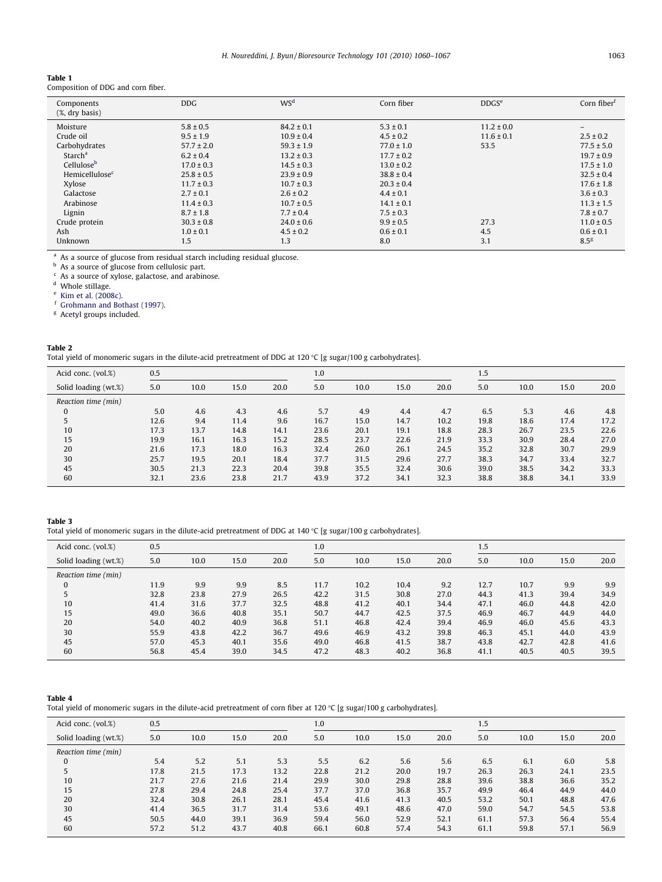**Table 1**
Composition of DDG and corn fiber.

| Components (%, dry basis) | DDG | WS[d] | Corn fiber | DDGS[e] | Corn fiber[f] |
|---|---|---|---|---|---|
| Moisture | 5.8 ± 0.5 | 84.2 ± 0.1 | 5.3 ± 0.1 | 11.2 ± 0.0 | – |
| Crude oil | 9.5 ± 1.9 | 10.9 ± 0.4 | 4.5 ± 0.2 | 11.6 ± 0.1 | 2.5 ± 0.2 |
| Carbohydrates | 57.7 ± 2.0 | 59.3 ± 1.9 | 77.0 ± 1.0 | 53.5 | 77.5 ± 5.0 |
| Starch[a] | 6.2 ± 0.4 | 13.2 ± 0.3 | 17.7 ± 0.2 | | 19.7 ± 0.9 |
| Cellulose[b] | 17.0 ± 0.3 | 14.5 ± 0.3 | 13.0 ± 0.2 | | 17.5 ± 1.0 |
| Hemicellulose[c] | 25.8 ± 0.5 | 23.9 ± 0.9 | 38.8 ± 0.4 | | 32.5 ± 0.4 |
| Xylose | 11.7 ± 0.3 | 10.7 ± 0.3 | 20.3 ± 0.4 | | 17.6 ± 1.8 |
| Galactose | 2.7 ± 0.1 | 2.6 ± 0.2 | 4.4 ± 0.1 | | 3.6 ± 0.3 |
| Arabinose | 11.4 ± 0.3 | 10.7 ± 0.5 | 14.1 ± 0.1 | | 11.3 ± 1.5 |
| Lignin | 8.7 ± 1.8 | 7.7 ± 0.4 | 7.5 ± 0.3 | | 7.8 ± 0.7 |
| Crude protein | 30.3 ± 0.8 | 24.0 ± 0.6 | 9.9 ± 0.5 | 27.3 | 11.0 ± 0.5 |
| Ash | 1.0 ± 0.1 | 4.5 ± 0.2 | 0.6 ± 0.1 | 4.5 | 0.6 ± 0.1 |
| Unknown | 1.5 | 1.3 | 8.0 | 3.1 | 8.5[g] |

[a] As a source of glucose from residual starch including residual glucose.
[b] As a source of glucose from cellulosic part.
[c] As a source of xylose, galactose, and arabinose.
[d] Whole stillage.
[e] Kim et al. (2008c).
[f] Grohmann and Bothast (1997).
[g] Acetyl groups included.

**Table 2**
Total yield of monomeric sugars in the dilute-acid pretreatment of DDG at 120 °C [g sugar/100 g carbohydrates].

| Acid conc. (vol.%) | 0.5 | | | | 1.0 | | | | 1.5 | | | |
|---|---|---|---|---|---|---|---|---|---|---|---|---|
| Solid loading (wt.%) | 5.0 | 10.0 | 15.0 | 20.0 | 5.0 | 10.0 | 15.0 | 20.0 | 5.0 | 10.0 | 15.0 | 20.0 |
| *Reaction time (min)* | | | | | | | | | | | | |
| 0 | 5.0 | 4.6 | 4.3 | 4.6 | 5.7 | 4.9 | 4.4 | 4.7 | 6.5 | 5.3 | 4.6 | 4.8 |
| 5 | 12.6 | 9.4 | 11.4 | 9.6 | 16.7 | 15.0 | 14.7 | 10.2 | 19.8 | 18.6 | 17.4 | 17.2 |
| 10 | 17.3 | 13.7 | 14.8 | 14.1 | 23.6 | 20.1 | 19.1 | 18.8 | 28.3 | 26.7 | 23.5 | 22.6 |
| 15 | 19.9 | 16.1 | 16.3 | 15.2 | 28.5 | 23.7 | 22.6 | 21.9 | 33.3 | 30.9 | 28.4 | 27.0 |
| 20 | 21.6 | 17.3 | 18.0 | 16.3 | 32.4 | 26.0 | 26.1 | 24.5 | 35.2 | 32.8 | 30.7 | 29.9 |
| 30 | 25.7 | 19.5 | 20.1 | 18.4 | 37.7 | 31.5 | 29.6 | 27.7 | 38.3 | 34.7 | 33.4 | 32.7 |
| 45 | 30.5 | 21.3 | 22.3 | 20.4 | 39.8 | 35.5 | 32.4 | 30.6 | 39.0 | 38.5 | 34.2 | 33.3 |
| 60 | 32.1 | 23.6 | 23.8 | 21.7 | 43.9 | 37.2 | 34.1 | 32.3 | 38.8 | 38.8 | 34.1 | 33.9 |

**Table 3**
Total yield of monomeric sugars in the dilute-acid pretreatment of DDG at 140 °C [g sugar/100 g carbohydrates].

| Acid conc. (vol.%) | 0.5 | | | | 1.0 | | | | 1.5 | | | |
|---|---|---|---|---|---|---|---|---|---|---|---|---|
| Solid loading (wt.%) | 5.0 | 10.0 | 15.0 | 20.0 | 5.0 | 10.0 | 15.0 | 20.0 | 5.0 | 10.0 | 15.0 | 20.0 |
| *Reaction time (min)* | | | | | | | | | | | | |
| 0 | 11.9 | 9.9 | 9.9 | 8.5 | 11.7 | 10.2 | 10.4 | 9.2 | 12.7 | 10.7 | 9.9 | 9.9 |
| 5 | 32.8 | 23.8 | 27.9 | 26.5 | 42.2 | 31.5 | 30.8 | 27.0 | 44.3 | 41.3 | 39.4 | 34.9 |
| 10 | 41.4 | 31.6 | 37.7 | 32.5 | 48.8 | 41.2 | 40.1 | 34.4 | 47.1 | 46.0 | 44.8 | 42.0 |
| 15 | 49.0 | 36.6 | 40.8 | 35.1 | 50.7 | 44.7 | 42.5 | 37.5 | 46.9 | 46.7 | 44.9 | 44.0 |
| 20 | 54.0 | 40.2 | 40.9 | 36.8 | 51.1 | 46.8 | 42.4 | 39.4 | 46.9 | 46.0 | 45.6 | 43.3 |
| 30 | 55.9 | 43.8 | 42.2 | 36.7 | 49.6 | 46.9 | 43.2 | 39.8 | 46.3 | 45.1 | 44.0 | 43.9 |
| 45 | 57.0 | 45.3 | 40.1 | 35.6 | 49.0 | 46.8 | 41.5 | 38.7 | 43.8 | 42.7 | 42.8 | 41.6 |
| 60 | 56.8 | 45.4 | 39.0 | 34.5 | 47.2 | 48.3 | 40.2 | 36.8 | 41.1 | 40.5 | 40.5 | 39.5 |

**Table 4**
Total yield of monomeric sugars in the dilute-acid pretreatment of corn fiber at 120 °C [g sugar/100 g carbohydrates].

| Acid conc. (vol.%) | 0.5 | | | | 1.0 | | | | 1.5 | | | |
|---|---|---|---|---|---|---|---|---|---|---|---|---|
| Solid loading (wt.%) | 5.0 | 10.0 | 15.0 | 20.0 | 5.0 | 10.0 | 15.0 | 20.0 | 5.0 | 10.0 | 15.0 | 20.0 |
| *Reaction time (min)* | | | | | | | | | | | | |
| 0 | 5.4 | 5.2 | 5.1 | 5.3 | 5.5 | 6.2 | 5.6 | 5.6 | 6.5 | 6.1 | 6.0 | 5.8 |
| 5 | 17.8 | 21.5 | 17.3 | 13.2 | 22.8 | 21.2 | 20.0 | 19.7 | 26.3 | 26.3 | 24.1 | 23.5 |
| 10 | 21.7 | 27.6 | 21.6 | 21.4 | 29.9 | 30.0 | 29.8 | 28.8 | 39.6 | 38.8 | 36.6 | 35.2 |
| 15 | 27.8 | 29.4 | 24.8 | 25.4 | 37.7 | 37.0 | 36.8 | 35.7 | 49.9 | 46.4 | 44.9 | 44.0 |
| 20 | 32.4 | 30.8 | 26.1 | 28.1 | 45.4 | 41.6 | 41.3 | 40.5 | 53.2 | 50.1 | 48.8 | 47.6 |
| 30 | 41.4 | 36.5 | 31.7 | 31.4 | 53.6 | 49.1 | 48.6 | 47.0 | 59.0 | 54.7 | 54.5 | 53.8 |
| 45 | 50.5 | 44.0 | 39.1 | 36.9 | 59.4 | 56.0 | 52.9 | 52.1 | 61.1 | 57.3 | 56.4 | 55.4 |
| 60 | 57.2 | 51.2 | 43.7 | 40.8 | 66.1 | 60.8 | 57.4 | 54.3 | 61.1 | 59.8 | 57.1 | 56.9 |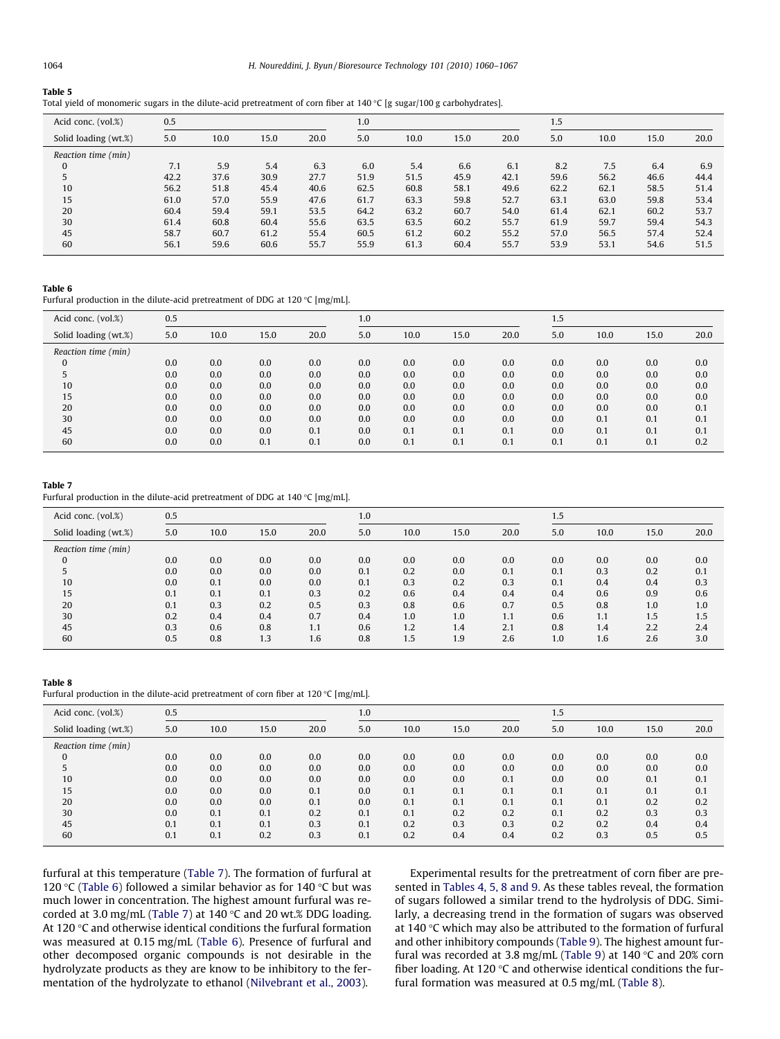**Table 5**
Total yield of monomeric sugars in the dilute-acid pretreatment of corn fiber at 140 °C [g sugar/100 g carbohydrates].

| Acid conc. (vol.%) | 0.5 | | | | 1.0 | | | | 1.5 | | | |
|---|---|---|---|---|---|---|---|---|---|---|---|---|
| Solid loading (wt.%) | 5.0 | 10.0 | 15.0 | 20.0 | 5.0 | 10.0 | 15.0 | 20.0 | 5.0 | 10.0 | 15.0 | 20.0 |
| *Reaction time (min)* | | | | | | | | | | | | |
| 0 | 7.1 | 5.9 | 5.4 | 6.3 | 6.0 | 5.4 | 6.6 | 6.1 | 8.2 | 7.5 | 6.4 | 6.9 |
| 5 | 42.2 | 37.6 | 30.9 | 27.7 | 51.9 | 51.5 | 45.9 | 42.1 | 59.6 | 56.2 | 46.6 | 44.4 |
| 10 | 56.2 | 51.8 | 45.4 | 40.6 | 62.5 | 60.8 | 58.1 | 49.6 | 62.2 | 62.1 | 58.5 | 51.4 |
| 15 | 61.0 | 57.0 | 55.9 | 47.6 | 61.7 | 63.3 | 59.8 | 52.7 | 63.1 | 63.0 | 59.8 | 53.4 |
| 20 | 60.4 | 59.4 | 59.1 | 53.5 | 64.2 | 63.2 | 60.7 | 54.0 | 61.4 | 62.1 | 60.2 | 53.7 |
| 30 | 61.4 | 60.8 | 60.4 | 55.6 | 63.5 | 63.5 | 60.2 | 55.7 | 61.9 | 59.7 | 59.4 | 54.3 |
| 45 | 58.7 | 60.7 | 61.2 | 55.4 | 60.5 | 61.2 | 60.2 | 55.2 | 57.0 | 56.5 | 57.4 | 52.4 |
| 60 | 56.1 | 59.6 | 60.6 | 55.7 | 55.9 | 61.3 | 60.4 | 55.7 | 53.9 | 53.1 | 54.6 | 51.5 |

**Table 6**
Furfural production in the dilute-acid pretreatment of DDG at 120 °C [mg/mL].

| Acid conc. (vol.%) | 0.5 | | | | 1.0 | | | | 1.5 | | | |
|---|---|---|---|---|---|---|---|---|---|---|---|---|
| Solid loading (wt.%) | 5.0 | 10.0 | 15.0 | 20.0 | 5.0 | 10.0 | 15.0 | 20.0 | 5.0 | 10.0 | 15.0 | 20.0 |
| *Reaction time (min)* | | | | | | | | | | | | |
| 0 | 0.0 | 0.0 | 0.0 | 0.0 | 0.0 | 0.0 | 0.0 | 0.0 | 0.0 | 0.0 | 0.0 | 0.0 |
| 5 | 0.0 | 0.0 | 0.0 | 0.0 | 0.0 | 0.0 | 0.0 | 0.0 | 0.0 | 0.0 | 0.0 | 0.0 |
| 10 | 0.0 | 0.0 | 0.0 | 0.0 | 0.0 | 0.0 | 0.0 | 0.0 | 0.0 | 0.0 | 0.0 | 0.0 |
| 15 | 0.0 | 0.0 | 0.0 | 0.0 | 0.0 | 0.0 | 0.0 | 0.0 | 0.0 | 0.0 | 0.0 | 0.0 |
| 20 | 0.0 | 0.0 | 0.0 | 0.0 | 0.0 | 0.0 | 0.0 | 0.0 | 0.0 | 0.0 | 0.0 | 0.1 |
| 30 | 0.0 | 0.0 | 0.0 | 0.0 | 0.0 | 0.0 | 0.0 | 0.0 | 0.0 | 0.1 | 0.1 | 0.1 |
| 45 | 0.0 | 0.0 | 0.0 | 0.1 | 0.0 | 0.1 | 0.1 | 0.1 | 0.0 | 0.1 | 0.1 | 0.1 |
| 60 | 0.0 | 0.0 | 0.1 | 0.1 | 0.0 | 0.1 | 0.1 | 0.1 | 0.1 | 0.1 | 0.1 | 0.2 |

**Table 7**
Furfural production in the dilute-acid pretreatment of DDG at 140 °C [mg/mL].

| Acid conc. (vol.%) | 0.5 | | | | 1.0 | | | | 1.5 | | | |
|---|---|---|---|---|---|---|---|---|---|---|---|---|
| Solid loading (wt.%) | 5.0 | 10.0 | 15.0 | 20.0 | 5.0 | 10.0 | 15.0 | 20.0 | 5.0 | 10.0 | 15.0 | 20.0 |
| *Reaction time (min)* | | | | | | | | | | | | |
| 0 | 0.0 | 0.0 | 0.0 | 0.0 | 0.0 | 0.0 | 0.0 | 0.0 | 0.0 | 0.0 | 0.0 | 0.0 |
| 5 | 0.0 | 0.0 | 0.0 | 0.0 | 0.1 | 0.2 | 0.0 | 0.1 | 0.1 | 0.3 | 0.2 | 0.1 |
| 10 | 0.0 | 0.1 | 0.0 | 0.0 | 0.1 | 0.3 | 0.2 | 0.3 | 0.1 | 0.4 | 0.4 | 0.3 |
| 15 | 0.1 | 0.1 | 0.1 | 0.3 | 0.2 | 0.6 | 0.4 | 0.4 | 0.4 | 0.6 | 0.9 | 0.6 |
| 20 | 0.1 | 0.3 | 0.2 | 0.5 | 0.3 | 0.8 | 0.6 | 0.7 | 0.5 | 0.8 | 1.0 | 1.0 |
| 30 | 0.2 | 0.4 | 0.4 | 0.7 | 0.4 | 1.0 | 1.0 | 1.1 | 0.6 | 1.1 | 1.5 | 1.5 |
| 45 | 0.3 | 0.6 | 0.8 | 1.1 | 0.6 | 1.2 | 1.4 | 2.1 | 0.8 | 1.4 | 2.2 | 2.4 |
| 60 | 0.5 | 0.8 | 1.3 | 1.6 | 0.8 | 1.5 | 1.9 | 2.6 | 1.0 | 1.6 | 2.6 | 3.0 |

**Table 8**
Furfural production in the dilute-acid pretreatment of corn fiber at 120 °C [mg/mL].

| Acid conc. (vol.%) | 0.5 | | | | 1.0 | | | | 1.5 | | | |
|---|---|---|---|---|---|---|---|---|---|---|---|---|
| Solid loading (wt.%) | 5.0 | 10.0 | 15.0 | 20.0 | 5.0 | 10.0 | 15.0 | 20.0 | 5.0 | 10.0 | 15.0 | 20.0 |
| *Reaction time (min)* | | | | | | | | | | | | |
| 0 | 0.0 | 0.0 | 0.0 | 0.0 | 0.0 | 0.0 | 0.0 | 0.0 | 0.0 | 0.0 | 0.0 | 0.0 |
| 5 | 0.0 | 0.0 | 0.0 | 0.0 | 0.0 | 0.0 | 0.0 | 0.0 | 0.0 | 0.0 | 0.0 | 0.0 |
| 10 | 0.0 | 0.0 | 0.0 | 0.0 | 0.0 | 0.0 | 0.0 | 0.1 | 0.0 | 0.0 | 0.1 | 0.1 |
| 15 | 0.0 | 0.0 | 0.0 | 0.1 | 0.0 | 0.1 | 0.1 | 0.1 | 0.1 | 0.1 | 0.1 | 0.1 |
| 20 | 0.0 | 0.0 | 0.0 | 0.1 | 0.0 | 0.1 | 0.1 | 0.1 | 0.1 | 0.1 | 0.2 | 0.2 |
| 30 | 0.0 | 0.1 | 0.1 | 0.2 | 0.1 | 0.1 | 0.2 | 0.2 | 0.1 | 0.2 | 0.3 | 0.3 |
| 45 | 0.1 | 0.1 | 0.1 | 0.3 | 0.1 | 0.2 | 0.3 | 0.3 | 0.2 | 0.2 | 0.4 | 0.4 |
| 60 | 0.1 | 0.1 | 0.2 | 0.3 | 0.1 | 0.2 | 0.4 | 0.4 | 0.2 | 0.3 | 0.5 | 0.5 |

furfural at this temperature (Table 7). The formation of furfural at 120 °C (Table 6) followed a similar behavior as for 140 °C but was much lower in concentration. The highest amount furfural was recorded at 3.0 mg/mL (Table 7) at 140 °C and 20 wt.% DDG loading. At 120 °C and otherwise identical conditions the furfural formation was measured at 0.15 mg/mL (Table 6). Presence of furfural and other decomposed organic compounds is not desirable in the hydrolyzate products as they are know to be inhibitory to the fermentation of the hydrolyzate to ethanol (Nilvebrant et al., 2003).

Experimental results for the pretreatment of corn fiber are presented in Tables 4, 5, 8 and 9. As these tables reveal, the formation of sugars followed a similar trend to the hydrolysis of DDG. Similarly, a decreasing trend in the formation of sugars was observed at 140 °C which may also be attributed to the formation of furfural and other inhibitory compounds (Table 9). The highest amount furfural was recorded at 3.8 mg/mL (Table 9) at 140 °C and 20% corn fiber loading. At 120 °C and otherwise identical conditions the furfural formation was measured at 0.5 mg/mL (Table 8).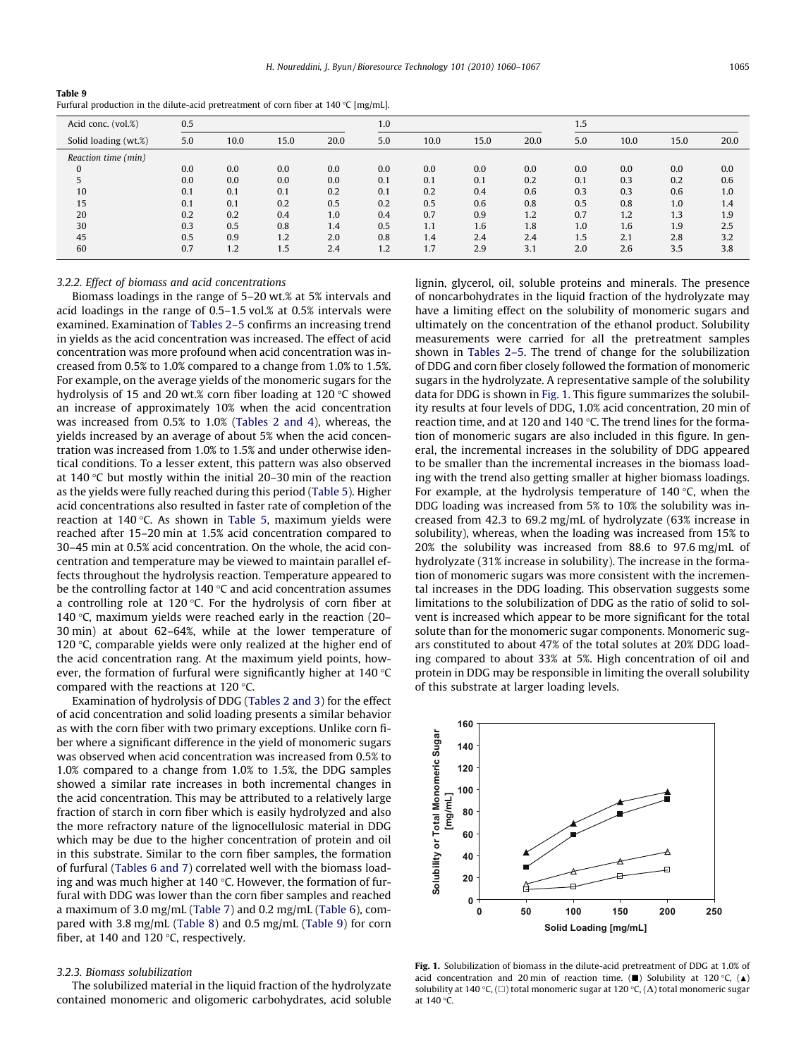**Table 9**
Furfural production in the dilute-acid pretreatment of corn fiber at 140 °C [mg/mL].

| Acid conc. (vol.%) | 0.5 | | | | 1.0 | | | | 1.5 | | | |
|---|---|---|---|---|---|---|---|---|---|---|---|---|
| Solid loading (wt.%) | 5.0 | 10.0 | 15.0 | 20.0 | 5.0 | 10.0 | 15.0 | 20.0 | 5.0 | 10.0 | 15.0 | 20.0 |
| *Reaction time (min)* | | | | | | | | | | | | |
| 0 | 0.0 | 0.0 | 0.0 | 0.0 | 0.0 | 0.0 | 0.0 | 0.0 | 0.0 | 0.0 | 0.0 | 0.0 |
| 5 | 0.0 | 0.0 | 0.0 | 0.0 | 0.1 | 0.1 | 0.1 | 0.2 | 0.1 | 0.3 | 0.2 | 0.6 |
| 10 | 0.1 | 0.1 | 0.1 | 0.2 | 0.1 | 0.2 | 0.4 | 0.6 | 0.3 | 0.3 | 0.6 | 1.0 |
| 15 | 0.1 | 0.1 | 0.2 | 0.5 | 0.2 | 0.5 | 0.6 | 0.8 | 0.5 | 0.8 | 1.0 | 1.4 |
| 20 | 0.2 | 0.2 | 0.4 | 1.0 | 0.4 | 0.7 | 0.9 | 1.2 | 0.7 | 1.2 | 1.3 | 1.9 |
| 30 | 0.3 | 0.5 | 0.8 | 1.4 | 0.5 | 1.1 | 1.6 | 1.8 | 1.0 | 1.6 | 1.9 | 2.5 |
| 45 | 0.5 | 0.9 | 1.2 | 2.0 | 0.8 | 1.4 | 2.4 | 2.4 | 1.5 | 2.1 | 2.8 | 3.2 |
| 60 | 0.7 | 1.2 | 1.5 | 2.4 | 1.2 | 1.7 | 2.9 | 3.1 | 2.0 | 2.6 | 3.5 | 3.8 |

### 3.2.2. Effect of biomass and acid concentrations

Biomass loadings in the range of 5–20 wt.% at 5% intervals and acid loadings in the range of 0.5–1.5 vol.% at 0.5% intervals were examined. Examination of Tables 2–5 confirms an increasing trend in yields as the acid concentration was increased. The effect of acid concentration was more profound when acid concentration was increased from 0.5% to 1.0% compared to a change from 1.0% to 1.5%. For example, on the average yields of the monomeric sugars for the hydrolysis of 15 and 20 wt.% corn fiber loading at 120 °C showed an increase of approximately 10% when the acid concentration was increased from 0.5% to 1.0% (Tables 2 and 4), whereas, the yields increased by an average of about 5% when the acid concentration was increased from 1.0% to 1.5% and under otherwise identical conditions. To a lesser extent, this pattern was also observed at 140 °C but mostly within the initial 20–30 min of the reaction as the yields were fully reached during this period (Table 5). Higher acid concentrations also resulted in faster rate of completion of the reaction at 140 °C. As shown in Table 5, maximum yields were reached after 15–20 min at 1.5% acid concentration compared to 30–45 min at 0.5% acid concentration. On the whole, the acid concentration and temperature may be viewed to maintain parallel effects throughout the hydrolysis reaction. Temperature appeared to be the controlling factor at 140 °C and acid concentration assumes a controlling role at 120 °C. For the hydrolysis of corn fiber at 140 °C, maximum yields were reached early in the reaction (20–30 min) at about 62–64%, while at the lower temperature of 120 °C, comparable yields were only realized at the higher end of the acid concentration rang. At the maximum yield points, however, the formation of furfural were significantly higher at 140 °C compared with the reactions at 120 °C.

Examination of hydrolysis of DDG (Tables 2 and 3) for the effect of acid concentration and solid loading presents a similar behavior as with the corn fiber with two primary exceptions. Unlike corn fiber where a significant difference in the yield of monomeric sugars was observed when acid concentration was increased from 0.5% to 1.0% compared to a change from 1.0% to 1.5%, the DDG samples showed a similar rate increases in both incremental changes in the acid concentration. This may be attributed to a relatively large fraction of starch in corn fiber which is easily hydrolyzed and also the more refractory nature of the lignocellulosic material in DDG which may be due to the higher concentration of protein and oil in this substrate. Similar to the corn fiber samples, the formation of furfural (Tables 6 and 7) correlated well with the biomass loading and was much higher at 140 °C. However, the formation of furfural with DDG was lower than the corn fiber samples and reached a maximum of 3.0 mg/mL (Table 7) and 0.2 mg/mL (Table 6), compared with 3.8 mg/mL (Table 8) and 0.5 mg/mL (Table 9) for corn fiber, at 140 and 120 °C, respectively.

### 3.2.3. Biomass solubilization

The solubilized material in the liquid fraction of the hydrolyzate contained monomeric and oligomeric carbohydrates, acid soluble lignin, glycerol, oil, soluble proteins and minerals. The presence of noncarbohydrates in the liquid fraction of the hydrolyzate may have a limiting effect on the solubility of monomeric sugars and ultimately on the concentration of the ethanol product. Solubility measurements were carried for all the pretreatment samples shown in Tables 2–5. The trend of change for the solubilization of DDG and corn fiber closely followed the formation of monomeric sugars in the hydrolyzate. A representative sample of the solubility data for DDG is shown in Fig. 1. This figure summarizes the solubility results at four levels of DDG, 1.0% acid concentration, 20 min of reaction time, and at 120 and 140 °C. The trend lines for the formation of monomeric sugars are also included in this figure. In general, the incremental increases in the solubility of DDG appeared to be smaller than the incremental increases in the biomass loading with the trend also getting smaller at higher biomass loadings. For example, at the hydrolysis temperature of 140 °C, when the DDG loading was increased from 5% to 10% the solubility was increased from 42.3 to 69.2 mg/mL of hydrolyzate (63% increase in solubility), whereas, when the loading was increased from 15% to 20% the solubility was increased from 88.6 to 97.6 mg/mL of hydrolyzate (31% increase in solubility). The increase in the formation of monomeric sugars was more consistent with the incremental increases in the DDG loading. This observation suggests some limitations to the solubilization of DDG as the ratio of solid to solvent is increased which appear to be more significant for the total solute than for the monomeric sugar components. Monomeric sugars constituted to about 47% of the total solutes at 20% DDG loading compared to about 33% at 5%. High concentration of oil and protein in DDG may be responsible in limiting the overall solubility of this substrate at larger loading levels.

**Fig. 1.** Solubilization of biomass in the dilute-acid pretreatment of DDG at 1.0% of acid concentration and 20 min of reaction time. (■) Solubility at 120 °C, (▲) solubility at 140 °C, (□) total monomeric sugar at 120 °C, (Δ) total monomeric sugar at 140 °C.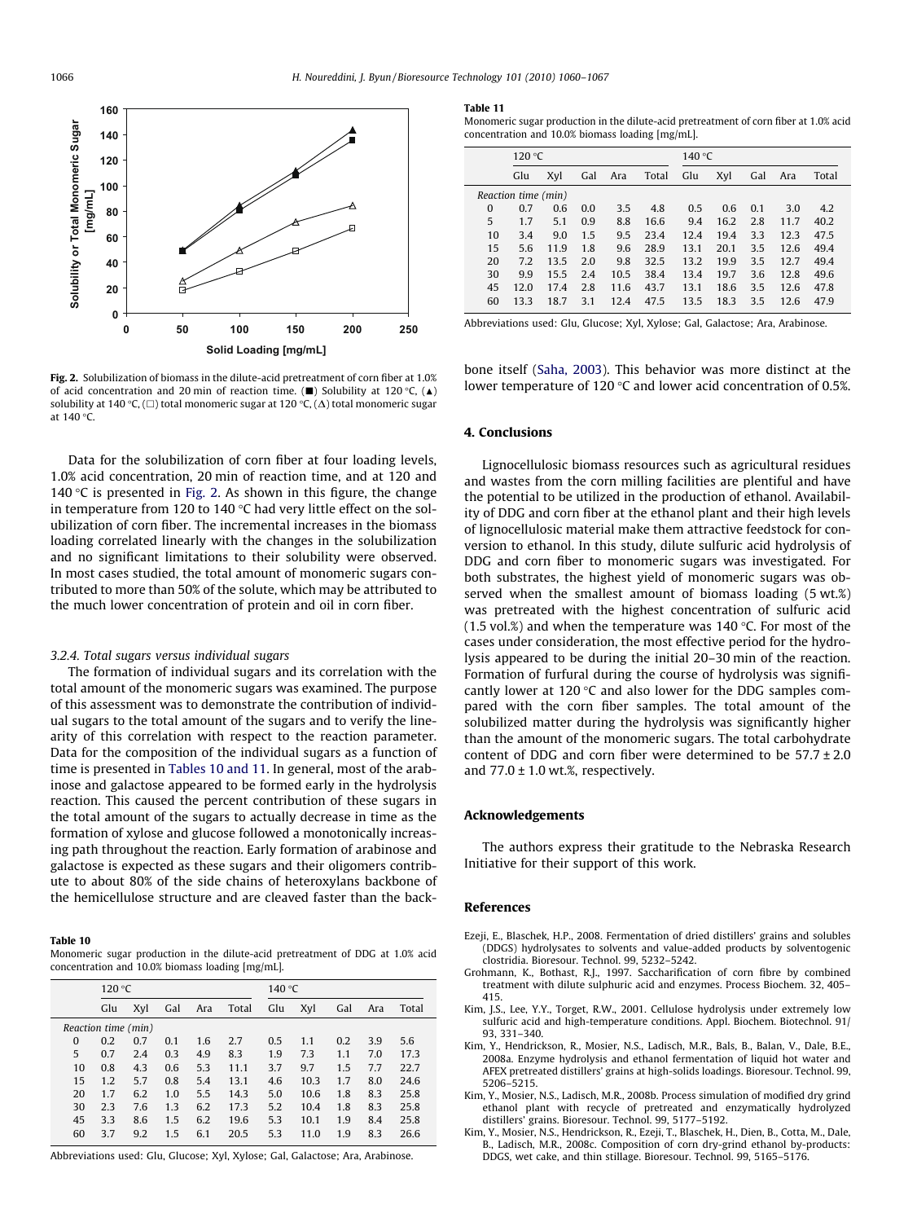Fig. 2. Solubilization of biomass in the dilute-acid pretreatment of corn fiber at 1.0% of acid concentration and 20 min of reaction time. (■) Solubility at 120 °C, (▲) solubility at 140 °C, (□) total monomeric sugar at 120 °C, (Δ) total monomeric sugar at 140 °C.

Data for the solubilization of corn fiber at four loading levels, 1.0% acid concentration, 20 min of reaction time, and at 120 and 140 °C is presented in Fig. 2. As shown in this figure, the change in temperature from 120 to 140 °C had very little effect on the solubilization of corn fiber. The incremental increases in the biomass loading correlated linearly with the changes in the solubilization and no significant limitations to their solubility were observed. In most cases studied, the total amount of monomeric sugars contributed to more than 50% of the solute, which may be attributed to the much lower concentration of protein and oil in corn fiber.

### 3.2.4. Total sugars versus individual sugars

The formation of individual sugars and its correlation with the total amount of the monomeric sugars was examined. The purpose of this assessment was to demonstrate the contribution of individual sugars to the total amount of the sugars and to verify the linearity of this correlation with respect to the reaction parameter. Data for the composition of the individual sugars as a function of time is presented in Tables 10 and 11. In general, most of the arabinose and galactose appeared to be formed early in the hydrolysis reaction. This caused the percent contribution of these sugars in the total amount of the sugars to actually decrease in time as the formation of xylose and glucose followed a monotonically increasing path throughout the reaction. Early formation of arabinose and galactose is expected as these sugars and their oligomers contribute to about 80% of the side chains of heteroxylans backbone of the hemicellulose structure and are cleaved faster than the backbone itself (Saha, 2003). This behavior was more distinct at the lower temperature of 120 °C and lower acid concentration of 0.5%.

**Table 10**
Monomeric sugar production in the dilute-acid pretreatment of DDG at 1.0% acid concentration and 10.0% biomass loading [mg/mL].

| | 120 °C | | | | | 140 °C | | | | |
|---|---|---|---|---|---|---|---|---|---|---|
| | Glu | Xyl | Gal | Ara | Total | Glu | Xyl | Gal | Ara | Total |
| *Reaction time (min)* | | | | | | | | | | |
| 0 | 0.2 | 0.7 | 0.1 | 1.6 | 2.7 | 0.5 | 1.1 | 0.2 | 3.9 | 5.6 |
| 5 | 0.7 | 2.4 | 0.3 | 4.9 | 8.3 | 1.9 | 7.3 | 1.1 | 7.0 | 17.3 |
| 10 | 0.8 | 4.3 | 0.6 | 5.3 | 11.1 | 3.7 | 9.7 | 1.5 | 7.7 | 22.7 |
| 15 | 1.2 | 5.7 | 0.8 | 5.4 | 13.1 | 4.6 | 10.3 | 1.7 | 8.0 | 24.6 |
| 20 | 1.7 | 6.2 | 1.0 | 5.5 | 14.3 | 5.0 | 10.6 | 1.8 | 8.3 | 25.8 |
| 30 | 2.3 | 7.6 | 1.3 | 6.2 | 17.3 | 5.2 | 10.4 | 1.8 | 8.3 | 25.8 |
| 45 | 3.3 | 8.6 | 1.5 | 6.2 | 19.6 | 5.3 | 10.1 | 1.9 | 8.4 | 25.8 |
| 60 | 3.7 | 9.2 | 1.5 | 6.1 | 20.5 | 5.3 | 11.0 | 1.9 | 8.3 | 26.6 |

Abbreviations used: Glu, Glucose; Xyl, Xylose; Gal, Galactose; Ara, Arabinose.

**Table 11**
Monomeric sugar production in the dilute-acid pretreatment of corn fiber at 1.0% acid concentration and 10.0% biomass loading [mg/mL].

| | 120 °C | | | | | 140 °C | | | | |
|---|---|---|---|---|---|---|---|---|---|---|
| | Glu | Xyl | Gal | Ara | Total | Glu | Xyl | Gal | Ara | Total |
| *Reaction time (min)* | | | | | | | | | | |
| 0 | 0.7 | 0.6 | 0.0 | 3.5 | 4.8 | 0.5 | 0.6 | 0.1 | 3.0 | 4.2 |
| 5 | 1.7 | 5.1 | 0.9 | 8.8 | 16.6 | 9.4 | 16.2 | 2.8 | 11.7 | 40.2 |
| 10 | 3.4 | 9.0 | 1.5 | 9.5 | 23.4 | 12.4 | 19.4 | 3.3 | 12.3 | 47.5 |
| 15 | 5.6 | 11.9 | 1.8 | 9.6 | 28.9 | 13.1 | 20.1 | 3.5 | 12.6 | 49.4 |
| 20 | 7.2 | 13.5 | 2.0 | 9.8 | 32.5 | 13.2 | 19.9 | 3.5 | 12.7 | 49.4 |
| 30 | 9.9 | 15.5 | 2.4 | 10.5 | 38.4 | 13.4 | 19.7 | 3.6 | 12.8 | 49.6 |
| 45 | 12.0 | 17.4 | 2.8 | 11.6 | 43.7 | 13.1 | 18.6 | 3.5 | 12.6 | 47.8 |
| 60 | 13.3 | 18.7 | 3.1 | 12.4 | 47.5 | 13.5 | 18.3 | 3.5 | 12.6 | 47.9 |

Abbreviations used: Glu, Glucose; Xyl, Xylose; Gal, Galactose; Ara, Arabinose.

## 4. Conclusions

Lignocellulosic biomass resources such as agricultural residues and wastes from the corn milling facilities are plentiful and have the potential to be utilized in the production of ethanol. Availability of DDG and corn fiber at the ethanol plant and their high levels of lignocellulosic material make them attractive feedstock for conversion to ethanol. In this study, dilute sulfuric acid hydrolysis of DDG and corn fiber to monomeric sugars was investigated. For both substrates, the highest yield of monomeric sugars was observed when the smallest amount of biomass loading (5 wt.%) was pretreated with the highest concentration of sulfuric acid (1.5 vol.%) and when the temperature was 140 °C. For most of the cases under consideration, the most effective period for the hydrolysis appeared to be during the initial 20–30 min of the reaction. Formation of furfural during the course of hydrolysis was significantly lower at 120 °C and also lower for the DDG samples compared with the corn fiber samples. The total amount of the solubilized matter during the hydrolysis was significantly higher than the amount of the monomeric sugars. The total carbohydrate content of DDG and corn fiber were determined to be 57.7 ± 2.0 and 77.0 ± 1.0 wt.%, respectively.

## Acknowledgements

The authors express their gratitude to the Nebraska Research Initiative for their support of this work.

## References

- Ezeji, E., Blaschek, H.P., 2008. Fermentation of dried distillers' grains and solubles (DDGS) hydrolysates to solvents and value-added products by solventogenic clostridia. Bioresour. Technol. 99, 5232–5242.
- Grohmann, K., Bothast, R.J., 1997. Saccharification of corn fibre by combined treatment with dilute sulphuric acid and enzymes. Process Biochem. 32, 405–415.
- Kim, J.S., Lee, Y.Y., Torget, R.W., 2001. Cellulose hydrolysis under extremely low sulfuric acid and high-temperature conditions. Appl. Biochem. Biotechnol. 91/93, 331–340.
- Kim, Y., Hendrickson, R., Mosier, N.S., Ladisch, M.R., Bals, B., Balan, V., Dale, B.E., 2008a. Enzyme hydrolysis and ethanol fermentation of liquid hot water and AFEX pretreated distillers' grains at high-solids loadings. Bioresour. Technol. 99, 5206–5215.
- Kim, Y., Mosier, N.S., Ladisch, M.R., 2008b. Process simulation of modified dry grind ethanol plant with recycle of pretreated and enzymatically hydrolyzed distillers' grains. Bioresour. Technol. 99, 5177–5192.
- Kim, Y., Mosier, N.S., Hendrickson, R., Ezeji, T., Blaschek, H., Dien, B., Cotta, M., Dale, B., Ladisch, M.R., 2008c. Composition of corn dry-grind ethanol by-products: DDGS, wet cake, and thin stillage. Bioresour. Technol. 99, 5165–5176.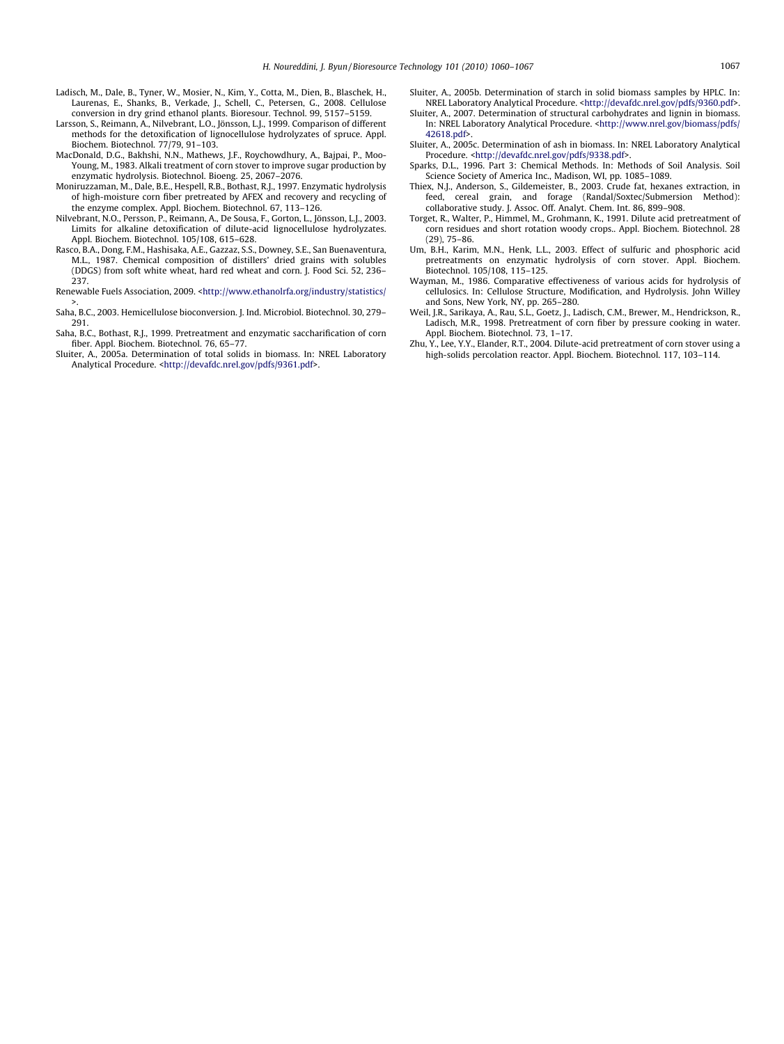Ladisch, M., Dale, B., Tyner, W., Mosier, N., Kim, Y., Cotta, M., Dien, B., Blaschek, H., Laurenas, E., Shanks, B., Verkade, J., Schell, C., Petersen, G., 2008. Cellulose conversion in dry grind ethanol plants. Bioresour. Technol. 99, 5157–5159.

Larsson, S., Reimann, A., Nilvebrant, L.O., Jönsson, L.J., 1999. Comparison of different methods for the detoxification of lignocellulose hydrolyzates of spruce. Appl. Biochem. Biotechnol. 77/79, 91–103.

MacDonald, D.G., Bakhshi, N.N., Mathews, J.F., Roychowdhury, A., Bajpai, P., Moo-Young, M., 1983. Alkali treatment of corn stover to improve sugar production by enzymatic hydrolysis. Biotechnol. Bioeng. 25, 2067–2076.

Moniruzzaman, M., Dale, B.E., Hespell, R.B., Bothast, R.J., 1997. Enzymatic hydrolysis of high-moisture corn fiber pretreated by AFEX and recovery and recycling of the enzyme complex. Appl. Biochem. Biotechnol. 67, 113–126.

Nilvebrant, N.O., Persson, P., Reimann, A., De Sousa, F., Gorton, L., Jönsson, L.J., 2003. Limits for alkaline detoxification of dilute-acid lignocellulose hydrolyzates. Appl. Biochem. Biotechnol. 105/108, 615–628.

Rasco, B.A., Dong, F.M., Hashisaka, A.E., Gazzaz, S.S., Downey, S.E., San Buenaventura, M.L., 1987. Chemical composition of distillers' dried grains with solubles (DDGS) from soft white wheat, hard red wheat and corn. J. Food Sci. 52, 236–237.

Renewable Fuels Association, 2009. <http://www.ethanolrfa.org/industry/statistics/>.

Saha, B.C., 2003. Hemicellulose bioconversion. J. Ind. Microbiol. Biotechnol. 30, 279–291.

Saha, B.C., Bothast, R.J., 1999. Pretreatment and enzymatic saccharification of corn fiber. Appl. Biochem. Biotechnol. 76, 65–77.

Sluiter, A., 2005a. Determination of total solids in biomass. In: NREL Laboratory Analytical Procedure. <http://devafdc.nrel.gov/pdfs/9361.pdf>.

Sluiter, A., 2005b. Determination of starch in solid biomass samples by HPLC. In: NREL Laboratory Analytical Procedure. <http://devafdc.nrel.gov/pdfs/9360.pdf>.

Sluiter, A., 2007. Determination of structural carbohydrates and lignin in biomass. In: NREL Laboratory Analytical Procedure. <http://www.nrel.gov/biomass/pdfs/42618.pdf>.

Sluiter, A., 2005c. Determination of ash in biomass. In: NREL Laboratory Analytical Procedure. <http://devafdc.nrel.gov/pdfs/9338.pdf>.

Sparks, D.L., 1996. Part 3: Chemical Methods. In: Methods of Soil Analysis. Soil Science Society of America Inc., Madison, WI, pp. 1085–1089.

Thiex, N.J., Anderson, S., Gildemeister, B., 2003. Crude fat, hexanes extraction, in feed, cereal grain, and forage (Randal/Soxtec/Submersion Method): collaborative study. J. Assoc. Off. Analyt. Chem. Int. 86, 899–908.

Torget, R., Walter, P., Himmel, M., Grohmann, K., 1991. Dilute acid pretreatment of corn residues and short rotation woody crops.. Appl. Biochem. Biotechnol. 28 (29), 75–86.

Um, B.H., Karim, M.N., Henk, L.L., 2003. Effect of sulfuric and phosphoric acid pretreatments on enzymatic hydrolysis of corn stover. Appl. Biochem. Biotechnol. 105/108, 115–125.

Wayman, M., 1986. Comparative effectiveness of various acids for hydrolysis of cellulosics. In: Cellulose Structure, Modification, and Hydrolysis. John Willey and Sons, New York, NY, pp. 265–280.

Weil, J.R., Sarikaya, A., Rau, S.L., Goetz, J., Ladisch, C.M., Brewer, M., Hendrickson, R., Ladisch, M.R., 1998. Pretreatment of corn fiber by pressure cooking in water. Appl. Biochem. Biotechnol. 73, 1–17.

Zhu, Y., Lee, Y.Y., Elander, R.T., 2004. Dilute-acid pretreatment of corn stover using a high-solids percolation reactor. Appl. Biochem. Biotechnol. 117, 103–114.